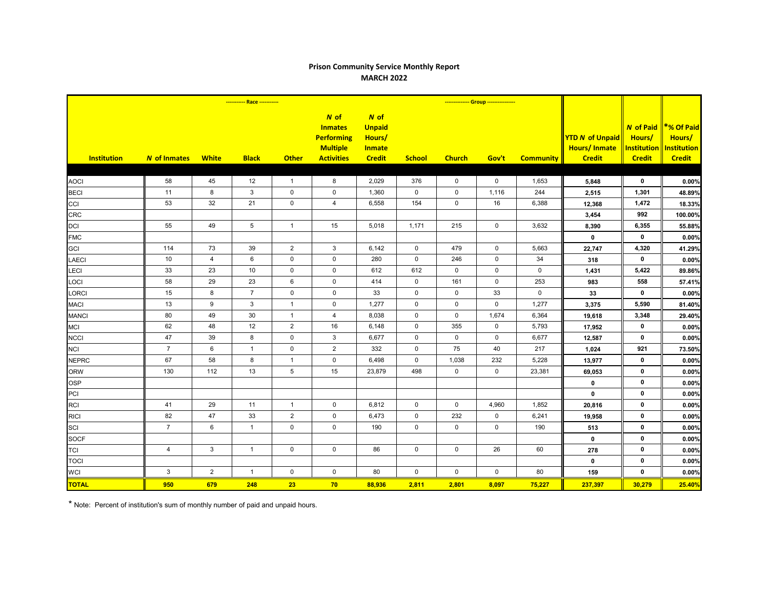## Prison Community Service Monthly Report
## MARCH 2022

| Institution | *N* of Inmates | White | Black | Other | *N* of Inmates Performing Multiple Activities | *N* of Unpaid Hours/ Inmate Credit | School | Church | Gov't | Community | YTD *N* of Unpaid Hours/ Inmate Credit | *N* of Paid Hours/ Institution Credit | *% Of Paid Hours/ Institution Credit |
|---|---|---|---|---|---|---|---|---|---|---|---|---|---|
| | ----------- Race ----------- | | | | | | ------------- Group --------------- | | | | | | |
| AOCI | 58 | 45 | 12 | 1 | 8 | 2,029 | 376 | 0 | 0 | 1,653 | **5,848** | **0** | **0.00%** |
| BECI | 11 | 8 | 3 | 0 | 0 | 1,360 | 0 | 0 | 1,116 | 244 | **2,515** | **1,301** | **48.89%** |
| CCI | 53 | 32 | 21 | 0 | 4 | 6,558 | 154 | 0 | 16 | 6,388 | **12,368** | **1,472** | **18.33%** |
| CRC | | | | | | | | | | | **3,454** | **992** | **100.00%** |
| DCI | 55 | 49 | 5 | 1 | 15 | 5,018 | 1,171 | 215 | 0 | 3,632 | **8,390** | **6,355** | **55.88%** |
| FMC | | | | | | | | | | | **0** | **0** | **0.00%** |
| GCI | 114 | 73 | 39 | 2 | 3 | 6,142 | 0 | 479 | 0 | 5,663 | **22,747** | **4,320** | **41.29%** |
| LAECI | 10 | 4 | 6 | 0 | 0 | 280 | 0 | 246 | 0 | 34 | **318** | **0** | **0.00%** |
| LECI | 33 | 23 | 10 | 0 | 0 | 612 | 612 | 0 | 0 | 0 | **1,431** | **5,422** | **89.86%** |
| LOCI | 58 | 29 | 23 | 6 | 0 | 414 | 0 | 161 | 0 | 253 | **983** | **558** | **57.41%** |
| LORCI | 15 | 8 | 7 | 0 | 0 | 33 | 0 | 0 | 33 | 0 | **33** | **0** | **0.00%** |
| MACI | 13 | 9 | 3 | 1 | 0 | 1,277 | 0 | 0 | 0 | 1,277 | **3,375** | **5,590** | **81.40%** |
| MANCI | 80 | 49 | 30 | 1 | 4 | 8,038 | 0 | 0 | 1,674 | 6,364 | **19,618** | **3,348** | **29.40%** |
| MCI | 62 | 48 | 12 | 2 | 16 | 6,148 | 0 | 355 | 0 | 5,793 | **17,952** | **0** | **0.00%** |
| NCCI | 47 | 39 | 8 | 0 | 3 | 6,677 | 0 | 0 | 0 | 6,677 | **12,587** | **0** | **0.00%** |
| NCI | 7 | 6 | 1 | 0 | 2 | 332 | 0 | 75 | 40 | 217 | **1,024** | **921** | **73.50%** |
| NEPRC | 67 | 58 | 8 | 1 | 0 | 6,498 | 0 | 1,038 | 232 | 5,228 | **13,977** | **0** | **0.00%** |
| ORW | 130 | 112 | 13 | 5 | 15 | 23,879 | 498 | 0 | 0 | 23,381 | **69,053** | **0** | **0.00%** |
| OSP | | | | | | | | | | | **0** | **0** | **0.00%** |
| PCI | | | | | | | | | | | **0** | **0** | **0.00%** |
| RCI | 41 | 29 | 11 | 1 | 0 | 6,812 | 0 | 0 | 4,960 | 1,852 | **20,816** | **0** | **0.00%** |
| RICI | 82 | 47 | 33 | 2 | 0 | 6,473 | 0 | 232 | 0 | 6,241 | **19,958** | **0** | **0.00%** |
| SCI | 7 | 6 | 1 | 0 | 0 | 190 | 0 | 0 | 0 | 190 | **513** | **0** | **0.00%** |
| SOCF | | | | | | | | | | | **0** | **0** | **0.00%** |
| TCI | 4 | 3 | 1 | 0 | 0 | 86 | 0 | 0 | 26 | 60 | **278** | **0** | **0.00%** |
| TOCI | | | | | | | | | | | **0** | **0** | **0.00%** |
| WCI | 3 | 2 | 1 | 0 | 0 | 80 | 0 | 0 | 0 | 80 | **159** | **0** | **0.00%** |
| **TOTAL** | **950** | **679** | **248** | **23** | **70** | **88,936** | **2,811** | **2,801** | **8,097** | **75,227** | **237,397** | **30,279** | **25.40%** |

\* Note: Percent of institution's sum of monthly number of paid and unpaid hours.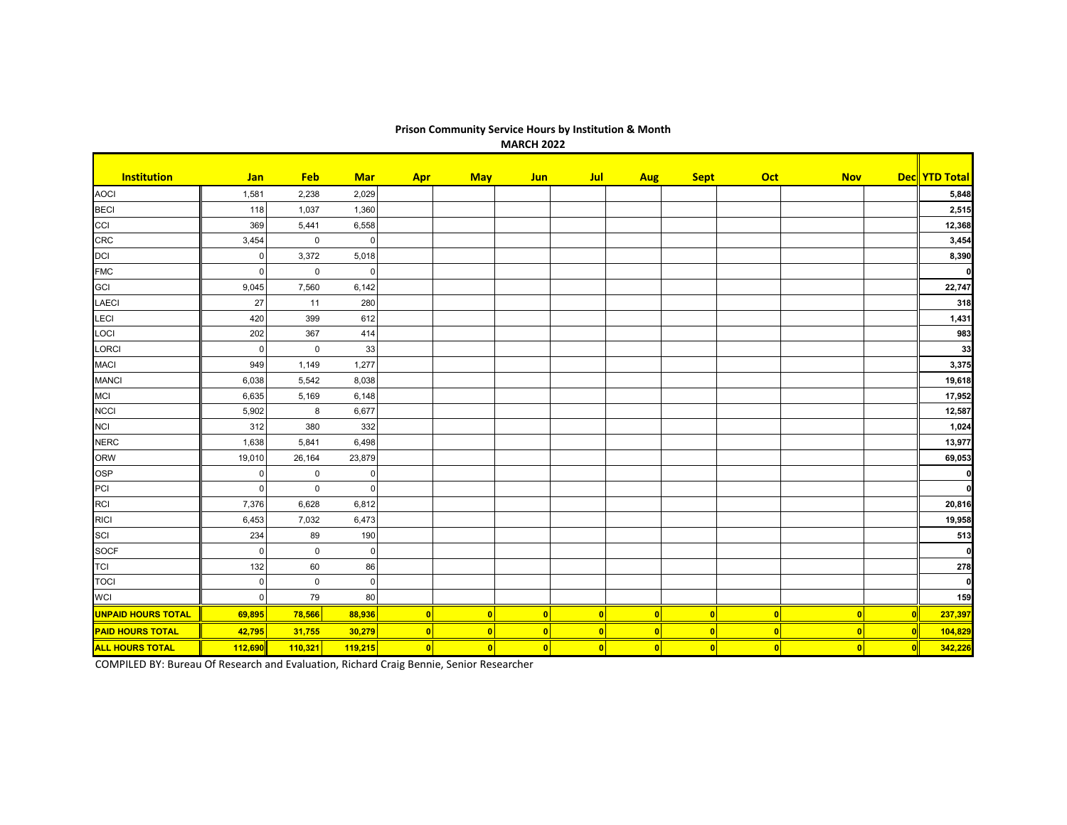**Prison Community Service Hours by Institution & Month**
**MARCH 2022**

| Institution | Jan | Feb | Mar | Apr | May | Jun | Jul | Aug | Sept | Oct | Nov | Dec | YTD Total |
|---|---|---|---|---|---|---|---|---|---|---|---|---|---|
| AOCI | 1,581 | 2,238 | 2,029 | | | | | | | | | | **5,848** |
| BECI | 118 | 1,037 | 1,360 | | | | | | | | | | **2,515** |
| CCI | 369 | 5,441 | 6,558 | | | | | | | | | | **12,368** |
| CRC | 3,454 | 0 | 0 | | | | | | | | | | **3,454** |
| DCI | 0 | 3,372 | 5,018 | | | | | | | | | | **8,390** |
| FMC | 0 | 0 | 0 | | | | | | | | | | **0** |
| GCI | 9,045 | 7,560 | 6,142 | | | | | | | | | | **22,747** |
| LAECI | 27 | 11 | 280 | | | | | | | | | | **318** |
| LECI | 420 | 399 | 612 | | | | | | | | | | **1,431** |
| LOCI | 202 | 367 | 414 | | | | | | | | | | **983** |
| LORCI | 0 | 0 | 33 | | | | | | | | | | **33** |
| MACI | 949 | 1,149 | 1,277 | | | | | | | | | | **3,375** |
| MANCI | 6,038 | 5,542 | 8,038 | | | | | | | | | | **19,618** |
| MCI | 6,635 | 5,169 | 6,148 | | | | | | | | | | **17,952** |
| NCCI | 5,902 | 8 | 6,677 | | | | | | | | | | **12,587** |
| NCI | 312 | 380 | 332 | | | | | | | | | | **1,024** |
| NERC | 1,638 | 5,841 | 6,498 | | | | | | | | | | **13,977** |
| ORW | 19,010 | 26,164 | 23,879 | | | | | | | | | | **69,053** |
| OSP | 0 | 0 | 0 | | | | | | | | | | **0** |
| PCI | 0 | 0 | 0 | | | | | | | | | | **0** |
| RCI | 7,376 | 6,628 | 6,812 | | | | | | | | | | **20,816** |
| RICI | 6,453 | 7,032 | 6,473 | | | | | | | | | | **19,958** |
| SCI | 234 | 89 | 190 | | | | | | | | | | **513** |
| SOCF | 0 | 0 | 0 | | | | | | | | | | **0** |
| TCI | 132 | 60 | 86 | | | | | | | | | | **278** |
| TOCI | 0 | 0 | 0 | | | | | | | | | | **0** |
| WCI | 0 | 79 | 80 | | | | | | | | | | **159** |
| **UNPAID HOURS TOTAL** | **69,895** | **78,566** | **88,936** | **0** | **0** | **0** | **0** | **0** | **0** | **0** | **0** | **0** | **237,397** |
| **PAID HOURS TOTAL** | **42,795** | **31,755** | **30,279** | **0** | **0** | **0** | **0** | **0** | **0** | **0** | **0** | **0** | **104,829** |
| **ALL HOURS TOTAL** | **112,690** | **110,321** | **119,215** | **0** | **0** | **0** | **0** | **0** | **0** | **0** | **0** | **0** | **342,226** |

COMPILED BY: Bureau Of Research and Evaluation, Richard Craig Bennie, Senior Researcher